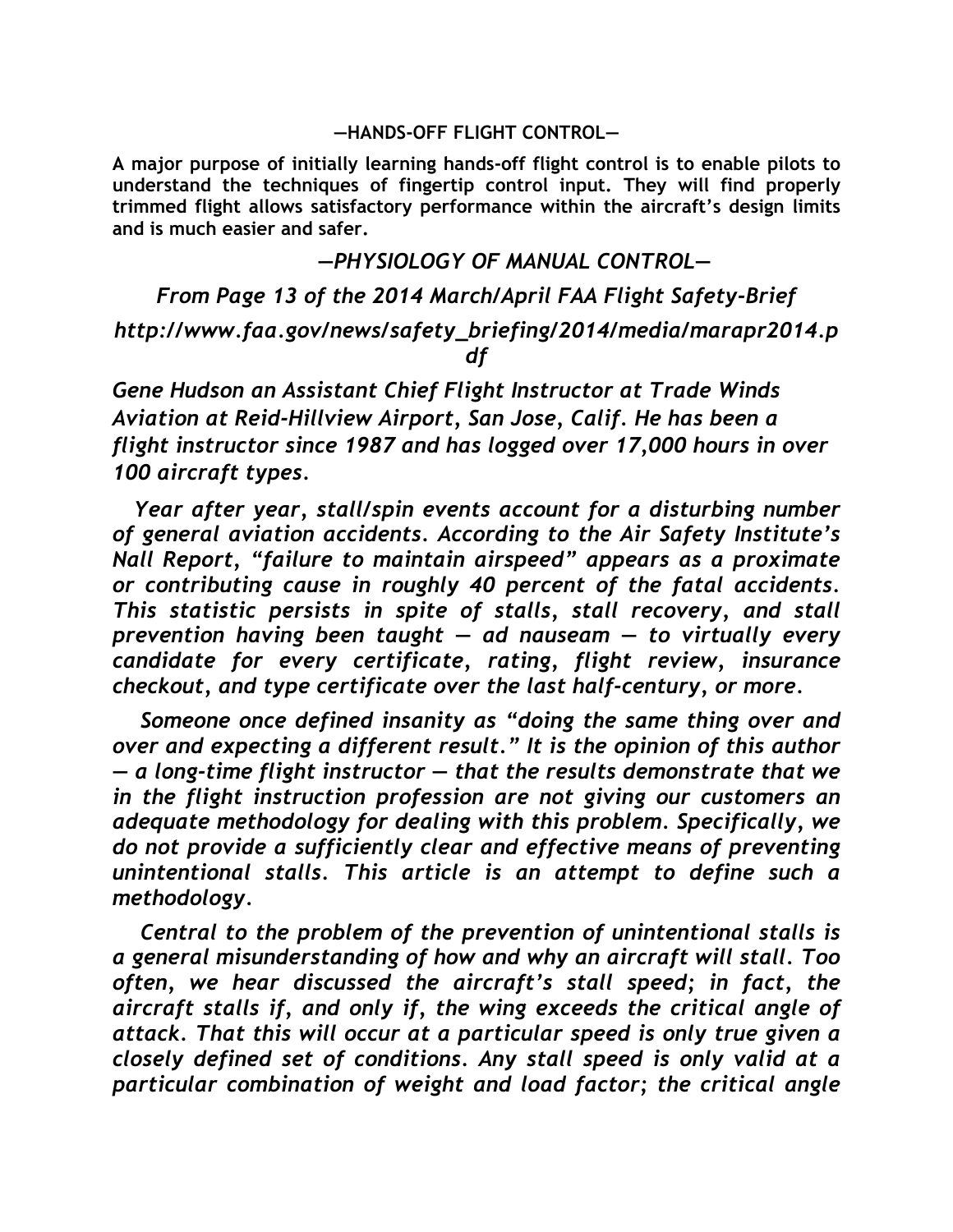## —HANDS-OFF FLIGHT CONTROL—

**A major purpose of initially learning hands-off flight control is to enable pilots to understand the techniques of fingertip control input. They will find properly trimmed flight allows satisfactory performance within the aircraft's design limits and is much easier and safer.**

## *—PHYSIOLOGY OF MANUAL CONTROL—*

### *From Page 13 of the 2014 March/April FAA Flight Safety-Brief*

### *http://www.faa.gov/news/safety_briefing/2014/media/marapr2014.pdf*

*Gene Hudson an Assistant Chief Flight Instructor at Trade Winds Aviation at Reid-Hillview Airport, San Jose, Calif. He has been a flight instructor since 1987 and has logged over 17,000 hours in over 100 aircraft types.*

*Year after year, stall/spin events account for a disturbing number of general aviation accidents. According to the Air Safety Institute's Nall Report, "failure to maintain airspeed" appears as a proximate or contributing cause in roughly 40 percent of the fatal accidents. This statistic persists in spite of stalls, stall recovery, and stall prevention having been taught — ad nauseam — to virtually every candidate for every certificate, rating, flight review, insurance checkout, and type certificate over the last half-century, or more.*

*Someone once defined insanity as "doing the same thing over and over and expecting a different result." It is the opinion of this author — a long-time flight instructor — that the results demonstrate that we in the flight instruction profession are not giving our customers an adequate methodology for dealing with this problem. Specifically, we do not provide a sufficiently clear and effective means of preventing unintentional stalls. This article is an attempt to define such a methodology.*

*Central to the problem of the prevention of unintentional stalls is a general misunderstanding of how and why an aircraft will stall. Too often, we hear discussed the aircraft's stall speed; in fact, the aircraft stalls if, and only if, the wing exceeds the critical angle of attack. That this will occur at a particular speed is only true given a closely defined set of conditions. Any stall speed is only valid at a particular combination of weight and load factor; the critical angle*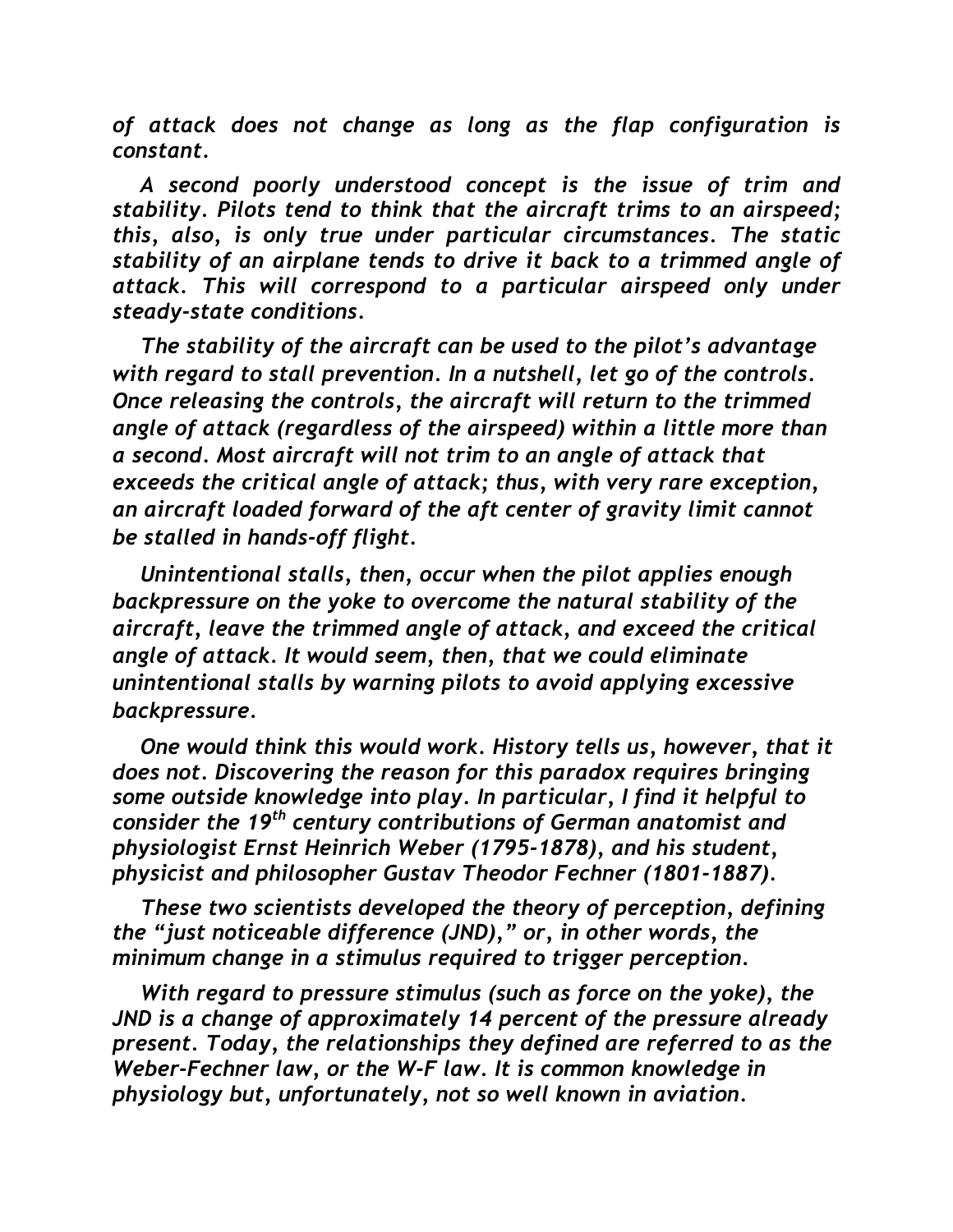*of attack does not change as long as the flap configuration is constant.*

*A second poorly understood concept is the issue of trim and stability. Pilots tend to think that the aircraft trims to an airspeed; this, also, is only true under particular circumstances. The static stability of an airplane tends to drive it back to a trimmed angle of attack. This will correspond to a particular airspeed only under steady-state conditions.*

*The stability of the aircraft can be used to the pilot's advantage with regard to stall prevention. In a nutshell, let go of the controls. Once releasing the controls, the aircraft will return to the trimmed angle of attack (regardless of the airspeed) within a little more than a second. Most aircraft will not trim to an angle of attack that exceeds the critical angle of attack; thus, with very rare exception, an aircraft loaded forward of the aft center of gravity limit cannot be stalled in hands-off flight.*

*Unintentional stalls, then, occur when the pilot applies enough backpressure on the yoke to overcome the natural stability of the aircraft, leave the trimmed angle of attack, and exceed the critical angle of attack. It would seem, then, that we could eliminate unintentional stalls by warning pilots to avoid applying excessive backpressure.*

*One would think this would work. History tells us, however, that it does not. Discovering the reason for this paradox requires bringing some outside knowledge into play. In particular, I find it helpful to consider the 19<sup>th</sup> century contributions of German anatomist and physiologist Ernst Heinrich Weber (1795-1878), and his student, physicist and philosopher Gustav Theodor Fechner (1801-1887).*

*These two scientists developed the theory of perception, defining the "just noticeable difference (JND)," or, in other words, the minimum change in a stimulus required to trigger perception.*

*With regard to pressure stimulus (such as force on the yoke), the JND is a change of approximately 14 percent of the pressure already present. Today, the relationships they defined are referred to as the Weber-Fechner law, or the W-F law. It is common knowledge in physiology but, unfortunately, not so well known in aviation.*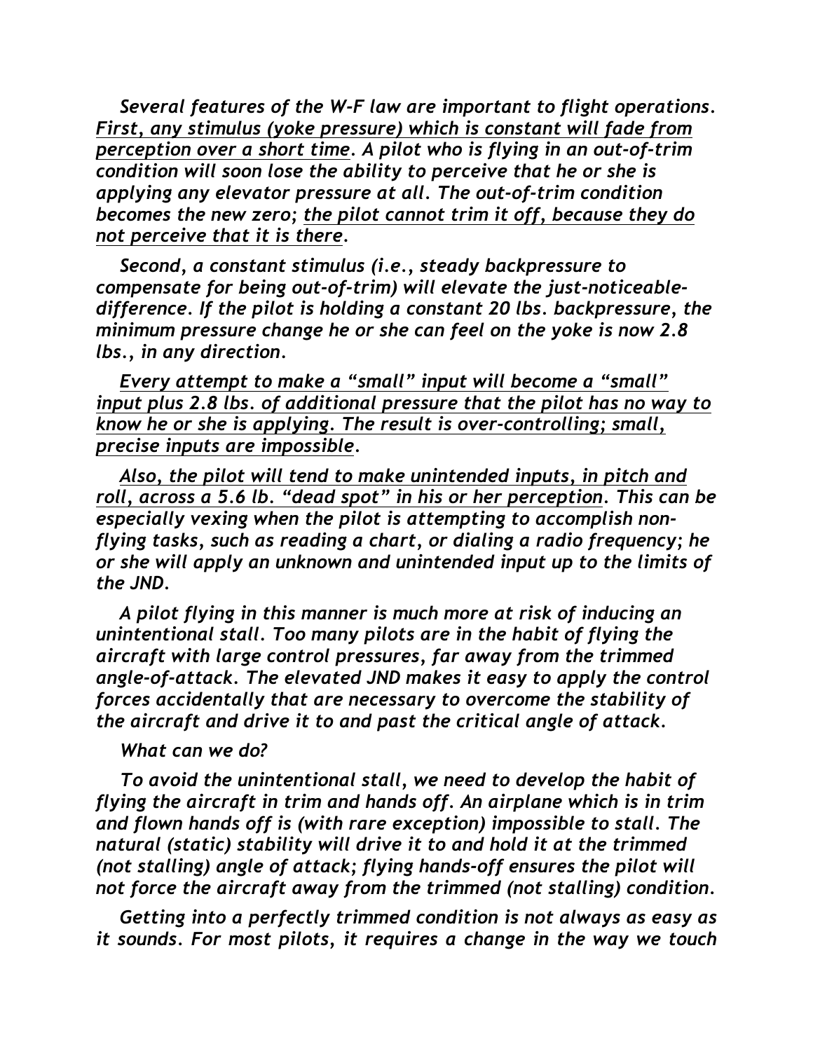*Several features of the W-F law are important to flight operations. <u>First, any stimulus (yoke pressure) which is constant will fade from perception over a short time</u>. A pilot who is flying in an out-of-trim condition will soon lose the ability to perceive that he or she is applying any elevator pressure at all. The out-of-trim condition becomes the new zero; <u>the pilot cannot trim it off, because they do not perceive that it is there</u>.*

*Second, a constant stimulus (i.e., steady backpressure to compensate for being out-of-trim) will elevate the just-noticeable-difference. If the pilot is holding a constant 20 lbs. backpressure, the minimum pressure change he or she can feel on the yoke is now 2.8 lbs., in any direction.*

*<u>Every attempt to make a "small" input will become a "small" input plus 2.8 lbs. of additional pressure that the pilot has no way to know he or she is applying. The result is over-controlling; small, precise inputs are impossible</u>.*

*<u>Also, the pilot will tend to make unintended inputs, in pitch and roll, across a 5.6 lb. "dead spot" in his or her perception</u>. This can be especially vexing when the pilot is attempting to accomplish non-flying tasks, such as reading a chart, or dialing a radio frequency; he or she will apply an unknown and unintended input up to the limits of the JND.*

*A pilot flying in this manner is much more at risk of inducing an unintentional stall. Too many pilots are in the habit of flying the aircraft with large control pressures, far away from the trimmed angle-of-attack. The elevated JND makes it easy to apply the control forces accidentally that are necessary to overcome the stability of the aircraft and drive it to and past the critical angle of attack.*

*What can we do?*

*To avoid the unintentional stall, we need to develop the habit of flying the aircraft in trim and hands off. An airplane which is in trim and flown hands off is (with rare exception) impossible to stall. The natural (static) stability will drive it to and hold it at the trimmed (not stalling) angle of attack; flying hands-off ensures the pilot will not force the aircraft away from the trimmed (not stalling) condition.*

*Getting into a perfectly trimmed condition is not always as easy as it sounds. For most pilots, it requires a change in the way we touch*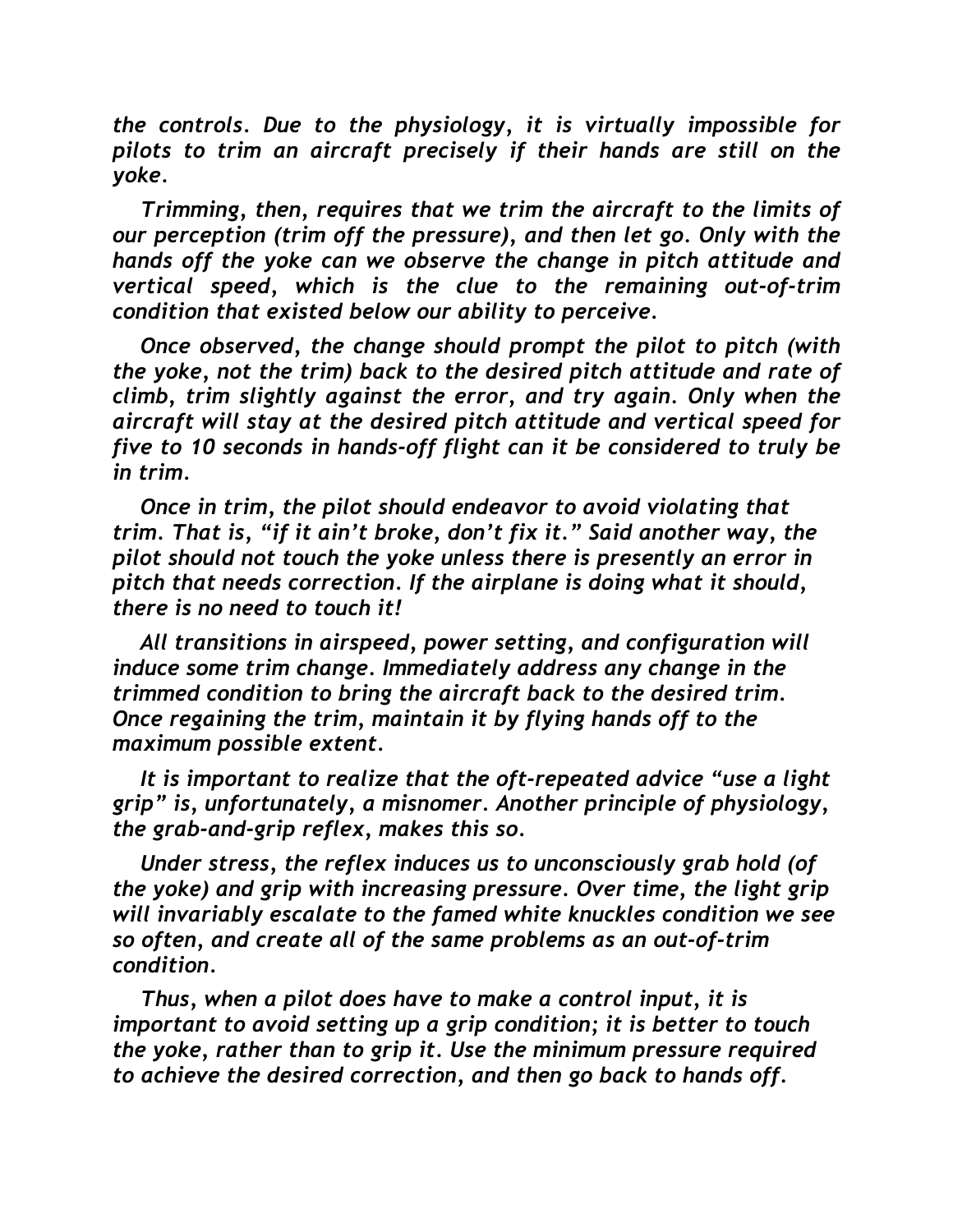*the controls. Due to the physiology, it is virtually impossible for pilots to trim an aircraft precisely if their hands are still on the yoke.*

*Trimming, then, requires that we trim the aircraft to the limits of our perception (trim off the pressure), and then let go. Only with the hands off the yoke can we observe the change in pitch attitude and vertical speed, which is the clue to the remaining out-of-trim condition that existed below our ability to perceive.*

*Once observed, the change should prompt the pilot to pitch (with the yoke, not the trim) back to the desired pitch attitude and rate of climb, trim slightly against the error, and try again. Only when the aircraft will stay at the desired pitch attitude and vertical speed for five to 10 seconds in hands-off flight can it be considered to truly be in trim.*

*Once in trim, the pilot should endeavor to avoid violating that trim. That is, "if it ain't broke, don't fix it." Said another way, the pilot should not touch the yoke unless there is presently an error in pitch that needs correction. If the airplane is doing what it should, there is no need to touch it!*

*All transitions in airspeed, power setting, and configuration will induce some trim change. Immediately address any change in the trimmed condition to bring the aircraft back to the desired trim. Once regaining the trim, maintain it by flying hands off to the maximum possible extent.*

*It is important to realize that the oft-repeated advice "use a light grip" is, unfortunately, a misnomer. Another principle of physiology, the grab-and-grip reflex, makes this so.*

*Under stress, the reflex induces us to unconsciously grab hold (of the yoke) and grip with increasing pressure. Over time, the light grip will invariably escalate to the famed white knuckles condition we see so often, and create all of the same problems as an out-of-trim condition.*

*Thus, when a pilot does have to make a control input, it is important to avoid setting up a grip condition; it is better to touch the yoke, rather than to grip it. Use the minimum pressure required to achieve the desired correction, and then go back to hands off.*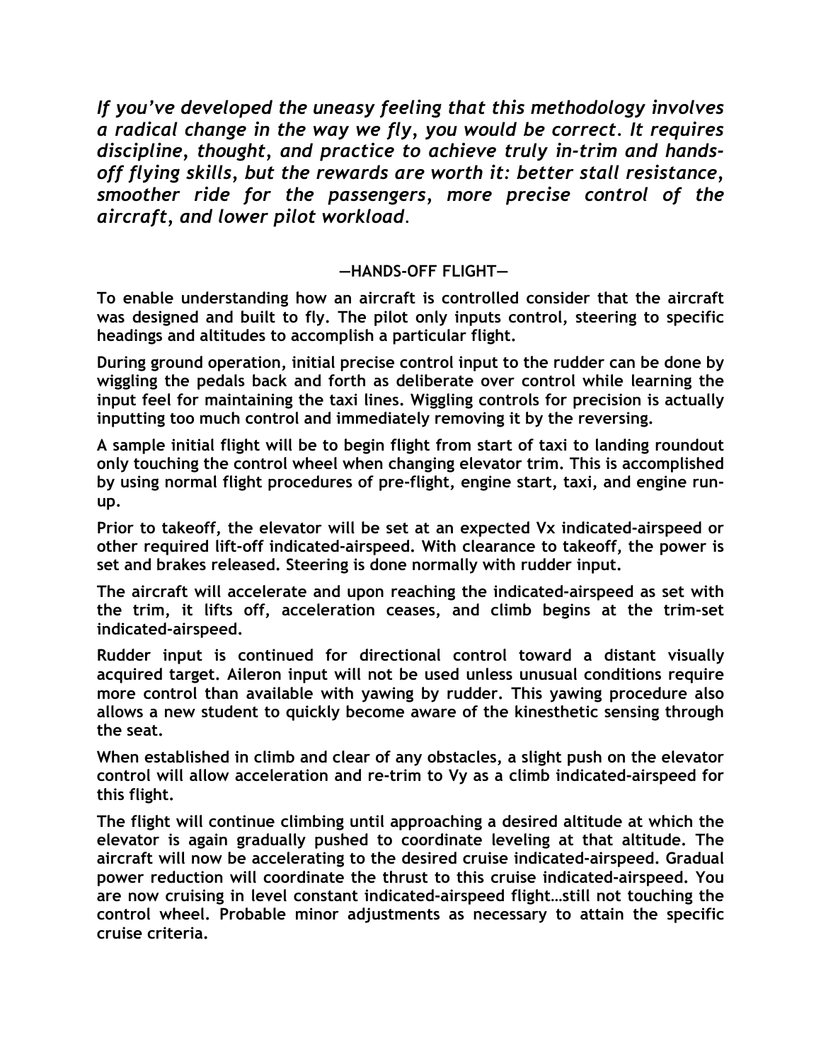***If you've developed the uneasy feeling that this methodology involves a radical change in the way we fly, you would be correct. It requires discipline, thought, and practice to achieve truly in-trim and hands-off flying skills, but the rewards are worth it: better stall resistance, smoother ride for the passengers, more precise control of the aircraft, and lower pilot workload.***

## —HANDS-OFF FLIGHT—

**To enable understanding how an aircraft is controlled consider that the aircraft was designed and built to fly. The pilot only inputs control, steering to specific headings and altitudes to accomplish a particular flight.**

**During ground operation, initial precise control input to the rudder can be done by wiggling the pedals back and forth as deliberate over control while learning the input feel for maintaining the taxi lines. Wiggling controls for precision is actually inputting too much control and immediately removing it by the reversing.**

**A sample initial flight will be to begin flight from start of taxi to landing roundout only touching the control wheel when changing elevator trim. This is accomplished by using normal flight procedures of pre-flight, engine start, taxi, and engine run-up.**

**Prior to takeoff, the elevator will be set at an expected Vx indicated-airspeed or other required lift-off indicated-airspeed. With clearance to takeoff, the power is set and brakes released. Steering is done normally with rudder input.**

**The aircraft will accelerate and upon reaching the indicated-airspeed as set with the trim, it lifts off, acceleration ceases, and climb begins at the trim-set indicated-airspeed.**

**Rudder input is continued for directional control toward a distant visually acquired target. Aileron input will not be used unless unusual conditions require more control than available with yawing by rudder. This yawing procedure also allows a new student to quickly become aware of the kinesthetic sensing through the seat.**

**When established in climb and clear of any obstacles, a slight push on the elevator control will allow acceleration and re-trim to Vy as a climb indicated-airspeed for this flight.**

**The flight will continue climbing until approaching a desired altitude at which the elevator is again gradually pushed to coordinate leveling at that altitude. The aircraft will now be accelerating to the desired cruise indicated-airspeed. Gradual power reduction will coordinate the thrust to this cruise indicated-airspeed. You are now cruising in level constant indicated-airspeed flight…still not touching the control wheel. Probable minor adjustments as necessary to attain the specific cruise criteria.**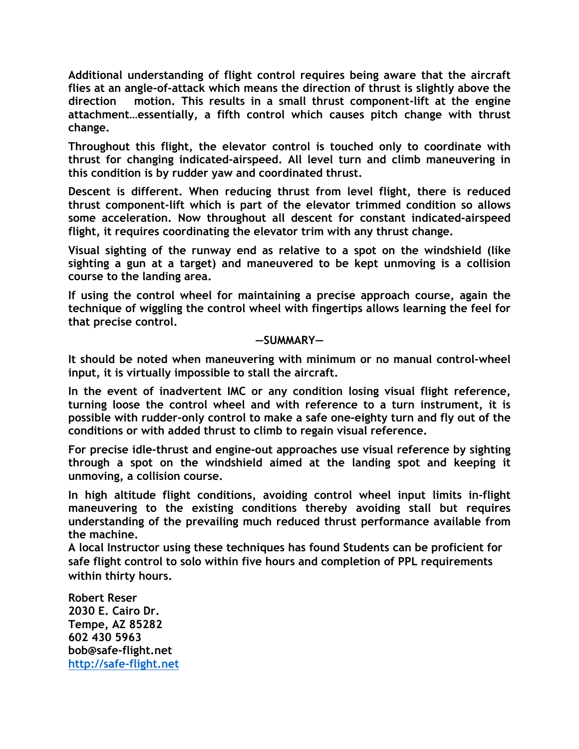**Additional understanding of flight control requires being aware that the aircraft flies at an angle-of-attack which means the direction of thrust is slightly above the direction motion. This results in a small thrust component-lift at the engine attachment…essentially, a fifth control which causes pitch change with thrust change.**

**Throughout this flight, the elevator control is touched only to coordinate with thrust for changing indicated-airspeed. All level turn and climb maneuvering in this condition is by rudder yaw and coordinated thrust.**

**Descent is different. When reducing thrust from level flight, there is reduced thrust component-lift which is part of the elevator trimmed condition so allows some acceleration. Now throughout all descent for constant indicated-airspeed flight, it requires coordinating the elevator trim with any thrust change.**

**Visual sighting of the runway end as relative to a spot on the windshield (like sighting a gun at a target) and maneuvered to be kept unmoving is a collision course to the landing area.**

**If using the control wheel for maintaining a precise approach course, again the technique of wiggling the control wheel with fingertips allows learning the feel for that precise control.**

**—SUMMARY—**

**It should be noted when maneuvering with minimum or no manual control-wheel input, it is virtually impossible to stall the aircraft.**

**In the event of inadvertent IMC or any condition losing visual flight reference, turning loose the control wheel and with reference to a turn instrument, it is possible with rudder-only control to make a safe one-eighty turn and fly out of the conditions or with added thrust to climb to regain visual reference.**

**For precise idle-thrust and engine-out approaches use visual reference by sighting through a spot on the windshield aimed at the landing spot and keeping it unmoving, a collision course.**

**In high altitude flight conditions, avoiding control wheel input limits in-flight maneuvering to the existing conditions thereby avoiding stall but requires understanding of the prevailing much reduced thrust performance available from the machine.**
**A local Instructor using these techniques has found Students can be proficient for safe flight control to solo within five hours and completion of PPL requirements within thirty hours.**

**Robert Reser**
**2030 E. Cairo Dr.**
**Tempe, AZ 85282**
**602 430 5963**
**bob@safe-flight.net**
**[http://safe-flight.net](http://safe-flight.net)**